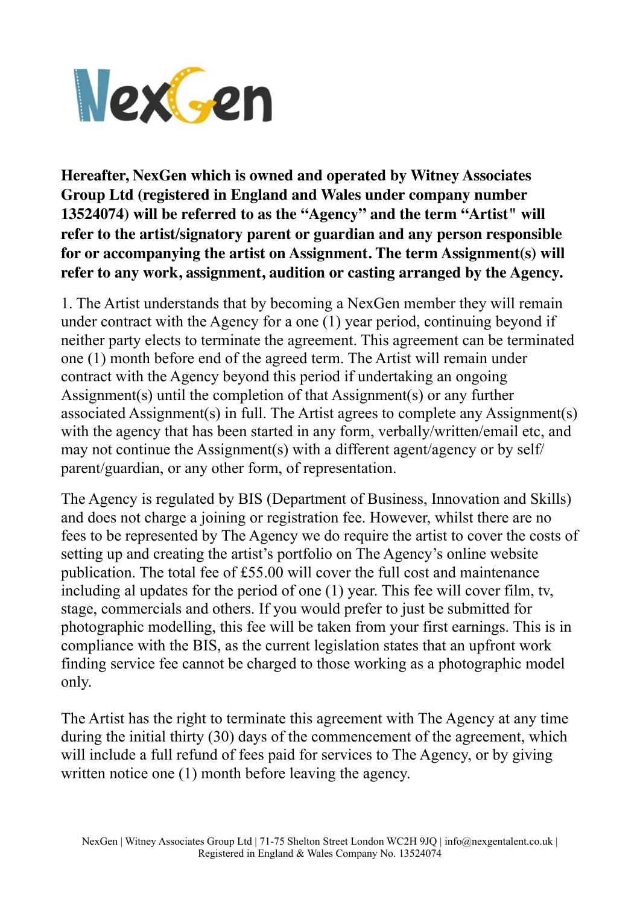NexGen

**Hereafter, NexGen which is owned and operated by Witney Associates Group Ltd (registered in England and Wales under company number 13524074) will be referred to as the "Agency" and the term "Artist" will refer to the artist/signatory parent or guardian and any person responsible for or accompanying the artist on Assignment. The term Assignment(s) will refer to any work, assignment, audition or casting arranged by the Agency.**

1. The Artist understands that by becoming a NexGen member they will remain under contract with the Agency for a one (1) year period, continuing beyond if neither party elects to terminate the agreement. This agreement can be terminated one (1) month before end of the agreed term. The Artist will remain under contract with the Agency beyond this period if undertaking an ongoing Assignment(s) until the completion of that Assignment(s) or any further associated Assignment(s) in full. The Artist agrees to complete any Assignment(s) with the agency that has been started in any form, verbally/written/email etc, and may not continue the Assignment(s) with a different agent/agency or by self/parent/guardian, or any other form, of representation.

The Agency is regulated by BIS (Department of Business, Innovation and Skills) and does not charge a joining or registration fee. However, whilst there are no fees to be represented by The Agency we do require the artist to cover the costs of setting up and creating the artist's portfolio on The Agency's online website publication. The total fee of £55.00 will cover the full cost and maintenance including al updates for the period of one (1) year. This fee will cover film, tv, stage, commercials and others. If you would prefer to just be submitted for photographic modelling, this fee will be taken from your first earnings. This is in compliance with the BIS, as the current legislation states that an upfront work finding service fee cannot be charged to those working as a photographic model only.

The Artist has the right to terminate this agreement with The Agency at any time during the initial thirty (30) days of the commencement of the agreement, which will include a full refund of fees paid for services to The Agency, or by giving written notice one (1) month before leaving the agency.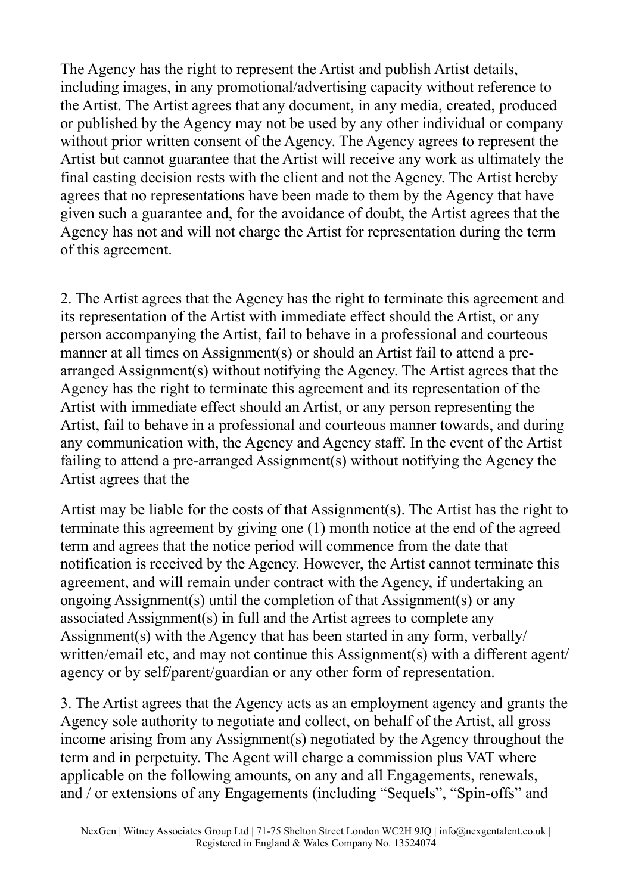The Agency has the right to represent the Artist and publish Artist details, including images, in any promotional/advertising capacity without reference to the Artist. The Artist agrees that any document, in any media, created, produced or published by the Agency may not be used by any other individual or company without prior written consent of the Agency. The Agency agrees to represent the Artist but cannot guarantee that the Artist will receive any work as ultimately the final casting decision rests with the client and not the Agency. The Artist hereby agrees that no representations have been made to them by the Agency that have given such a guarantee and, for the avoidance of doubt, the Artist agrees that the Agency has not and will not charge the Artist for representation during the term of this agreement.

2. The Artist agrees that the Agency has the right to terminate this agreement and its representation of the Artist with immediate effect should the Artist, or any person accompanying the Artist, fail to behave in a professional and courteous manner at all times on Assignment(s) or should an Artist fail to attend a pre-arranged Assignment(s) without notifying the Agency. The Artist agrees that the Agency has the right to terminate this agreement and its representation of the Artist with immediate effect should an Artist, or any person representing the Artist, fail to behave in a professional and courteous manner towards, and during any communication with, the Agency and Agency staff. In the event of the Artist failing to attend a pre-arranged Assignment(s) without notifying the Agency the Artist agrees that the

Artist may be liable for the costs of that Assignment(s). The Artist has the right to terminate this agreement by giving one (1) month notice at the end of the agreed term and agrees that the notice period will commence from the date that notification is received by the Agency. However, the Artist cannot terminate this agreement, and will remain under contract with the Agency, if undertaking an ongoing Assignment(s) until the completion of that Assignment(s) or any associated Assignment(s) in full and the Artist agrees to complete any Assignment(s) with the Agency that has been started in any form, verbally/ written/email etc, and may not continue this Assignment(s) with a different agent/ agency or by self/parent/guardian or any other form of representation.

3. The Artist agrees that the Agency acts as an employment agency and grants the Agency sole authority to negotiate and collect, on behalf of the Artist, all gross income arising from any Assignment(s) negotiated by the Agency throughout the term and in perpetuity. The Agent will charge a commission plus VAT where applicable on the following amounts, on any and all Engagements, renewals, and / or extensions of any Engagements (including "Sequels", "Spin-offs" and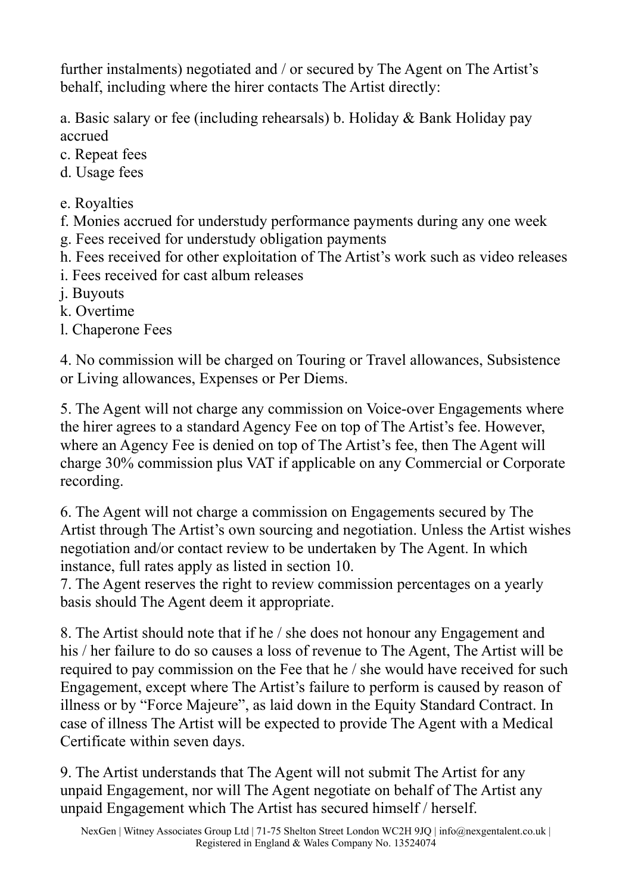further instalments) negotiated and / or secured by The Agent on The Artist's behalf, including where the hirer contacts The Artist directly:

a. Basic salary or fee (including rehearsals) b. Holiday & Bank Holiday pay accrued
c. Repeat fees
d. Usage fees

e. Royalties
f. Monies accrued for understudy performance payments during any one week
g. Fees received for understudy obligation payments
h. Fees received for other exploitation of The Artist's work such as video releases
i. Fees received for cast album releases
j. Buyouts
k. Overtime
l. Chaperone Fees

4. No commission will be charged on Touring or Travel allowances, Subsistence or Living allowances, Expenses or Per Diems.

5. The Agent will not charge any commission on Voice-over Engagements where the hirer agrees to a standard Agency Fee on top of The Artist's fee. However, where an Agency Fee is denied on top of The Artist's fee, then The Agent will charge 30% commission plus VAT if applicable on any Commercial or Corporate recording.

6. The Agent will not charge a commission on Engagements secured by The Artist through The Artist's own sourcing and negotiation. Unless the Artist wishes negotiation and/or contact review to be undertaken by The Agent. In which instance, full rates apply as listed in section 10.

7. The Agent reserves the right to review commission percentages on a yearly basis should The Agent deem it appropriate.

8. The Artist should note that if he / she does not honour any Engagement and his / her failure to do so causes a loss of revenue to The Agent, The Artist will be required to pay commission on the Fee that he / she would have received for such Engagement, except where The Artist's failure to perform is caused by reason of illness or by "Force Majeure", as laid down in the Equity Standard Contract. In case of illness The Artist will be expected to provide The Agent with a Medical Certificate within seven days.

9. The Artist understands that The Agent will not submit The Artist for any unpaid Engagement, nor will The Agent negotiate on behalf of The Artist any unpaid Engagement which The Artist has secured himself / herself.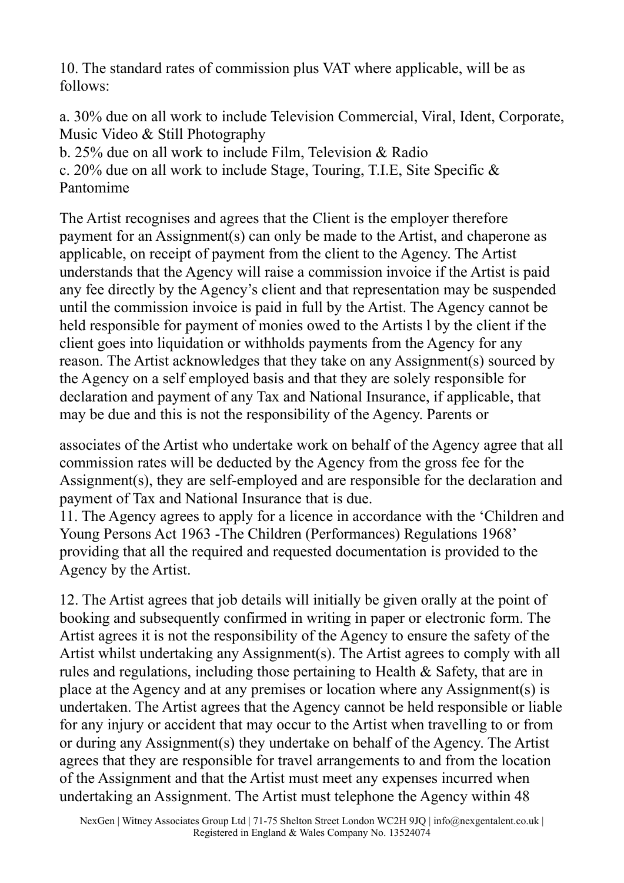10. The standard rates of commission plus VAT where applicable, will be as follows:

a. 30% due on all work to include Television Commercial, Viral, Ident, Corporate, Music Video & Still Photography
b. 25% due on all work to include Film, Television & Radio
c. 20% due on all work to include Stage, Touring, T.I.E, Site Specific & Pantomime

The Artist recognises and agrees that the Client is the employer therefore payment for an Assignment(s) can only be made to the Artist, and chaperone as applicable, on receipt of payment from the client to the Agency. The Artist understands that the Agency will raise a commission invoice if the Artist is paid any fee directly by the Agency's client and that representation may be suspended until the commission invoice is paid in full by the Artist. The Agency cannot be held responsible for payment of monies owed to the Artists l by the client if the client goes into liquidation or withholds payments from the Agency for any reason. The Artist acknowledges that they take on any Assignment(s) sourced by the Agency on a self employed basis and that they are solely responsible for declaration and payment of any Tax and National Insurance, if applicable, that may be due and this is not the responsibility of the Agency. Parents or associates of the Artist who undertake work on behalf of the Agency agree that all commission rates will be deducted by the Agency from the gross fee for the Assignment(s), they are self-employed and are responsible for the declaration and payment of Tax and National Insurance that is due.

11. The Agency agrees to apply for a licence in accordance with the 'Children and Young Persons Act 1963 -The Children (Performances) Regulations 1968' providing that all the required and requested documentation is provided to the Agency by the Artist.

12. The Artist agrees that job details will initially be given orally at the point of booking and subsequently confirmed in writing in paper or electronic form. The Artist agrees it is not the responsibility of the Agency to ensure the safety of the Artist whilst undertaking any Assignment(s). The Artist agrees to comply with all rules and regulations, including those pertaining to Health & Safety, that are in place at the Agency and at any premises or location where any Assignment(s) is undertaken. The Artist agrees that the Agency cannot be held responsible or liable for any injury or accident that may occur to the Artist when travelling to or from or during any Assignment(s) they undertake on behalf of the Agency. The Artist agrees that they are responsible for travel arrangements to and from the location of the Assignment and that the Artist must meet any expenses incurred when undertaking an Assignment. The Artist must telephone the Agency within 48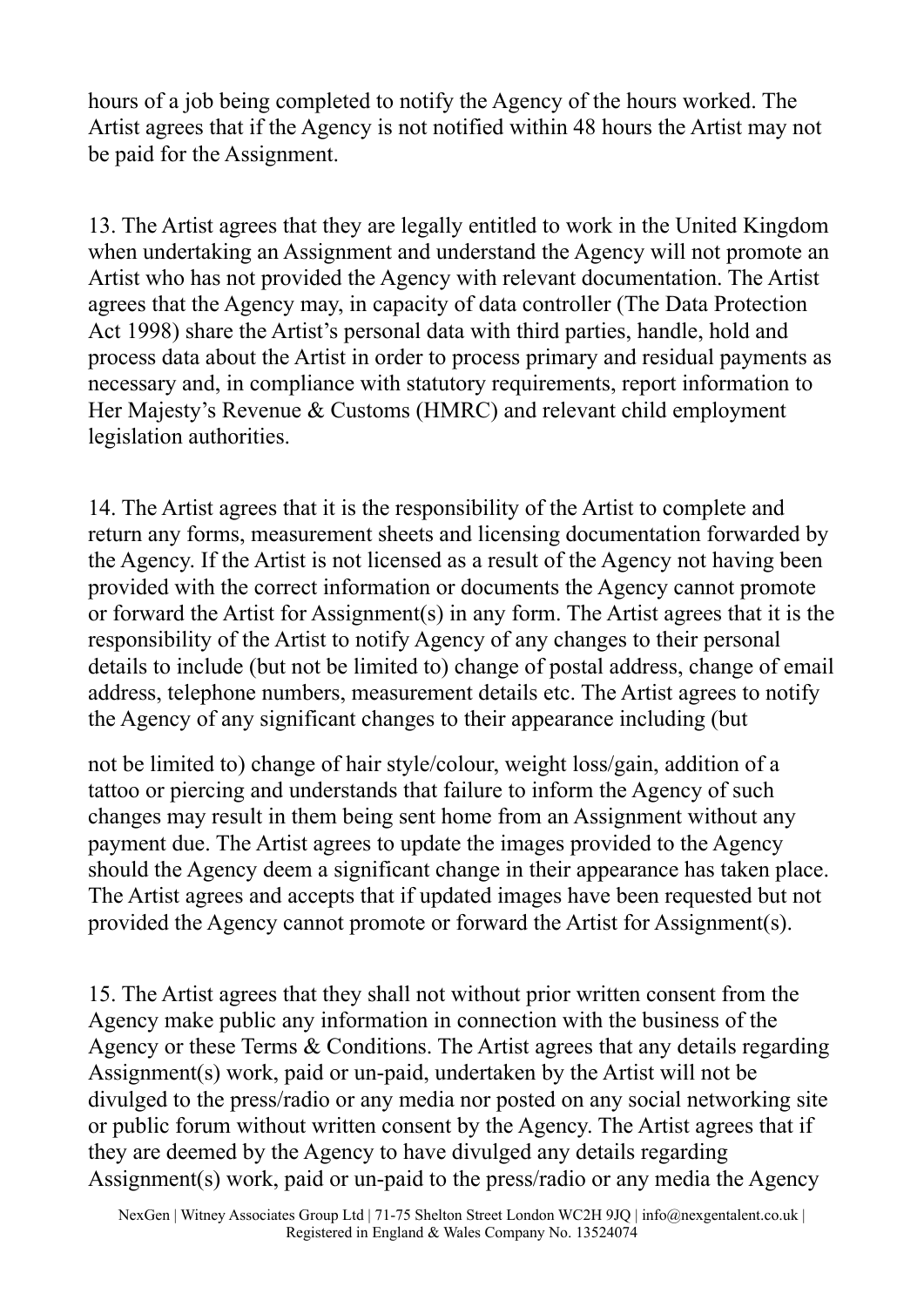hours of a job being completed to notify the Agency of the hours worked. The Artist agrees that if the Agency is not notified within 48 hours the Artist may not be paid for the Assignment.

13. The Artist agrees that they are legally entitled to work in the United Kingdom when undertaking an Assignment and understand the Agency will not promote an Artist who has not provided the Agency with relevant documentation. The Artist agrees that the Agency may, in capacity of data controller (The Data Protection Act 1998) share the Artist's personal data with third parties, handle, hold and process data about the Artist in order to process primary and residual payments as necessary and, in compliance with statutory requirements, report information to Her Majesty's Revenue & Customs (HMRC) and relevant child employment legislation authorities.

14. The Artist agrees that it is the responsibility of the Artist to complete and return any forms, measurement sheets and licensing documentation forwarded by the Agency. If the Artist is not licensed as a result of the Agency not having been provided with the correct information or documents the Agency cannot promote or forward the Artist for Assignment(s) in any form. The Artist agrees that it is the responsibility of the Artist to notify Agency of any changes to their personal details to include (but not be limited to) change of postal address, change of email address, telephone numbers, measurement details etc. The Artist agrees to notify the Agency of any significant changes to their appearance including (but not be limited to) change of hair style/colour, weight loss/gain, addition of a tattoo or piercing and understands that failure to inform the Agency of such changes may result in them being sent home from an Assignment without any payment due. The Artist agrees to update the images provided to the Agency should the Agency deem a significant change in their appearance has taken place. The Artist agrees and accepts that if updated images have been requested but not provided the Agency cannot promote or forward the Artist for Assignment(s).

15. The Artist agrees that they shall not without prior written consent from the Agency make public any information in connection with the business of the Agency or these Terms & Conditions. The Artist agrees that any details regarding Assignment(s) work, paid or un-paid, undertaken by the Artist will not be divulged to the press/radio or any media nor posted on any social networking site or public forum without written consent by the Agency. The Artist agrees that if they are deemed by the Agency to have divulged any details regarding Assignment(s) work, paid or un-paid to the press/radio or any media the Agency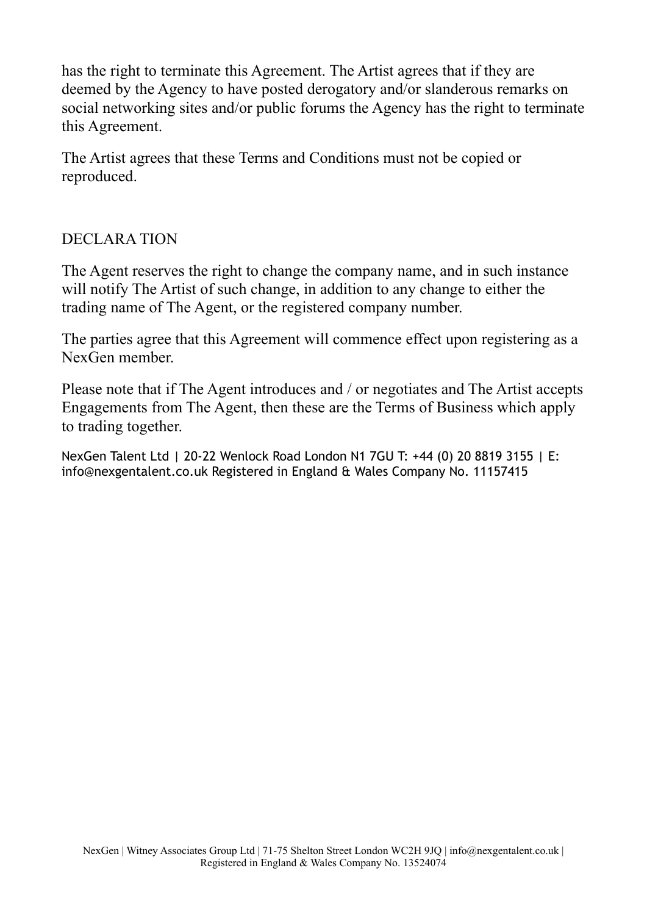has the right to terminate this Agreement. The Artist agrees that if they are deemed by the Agency to have posted derogatory and/or slanderous remarks on social networking sites and/or public forums the Agency has the right to terminate this Agreement.

The Artist agrees that these Terms and Conditions must not be copied or reproduced.

## DECLARA TION

The Agent reserves the right to change the company name, and in such instance will notify The Artist of such change, in addition to any change to either the trading name of The Agent, or the registered company number.

The parties agree that this Agreement will commence effect upon registering as a NexGen member.

Please note that if The Agent introduces and / or negotiates and The Artist accepts Engagements from The Agent, then these are the Terms of Business which apply to trading together.

NexGen Talent Ltd | 20-22 Wenlock Road London N1 7GU T: +44 (0) 20 8819 3155 | E: info@nexgentalent.co.uk Registered in England & Wales Company No. 11157415